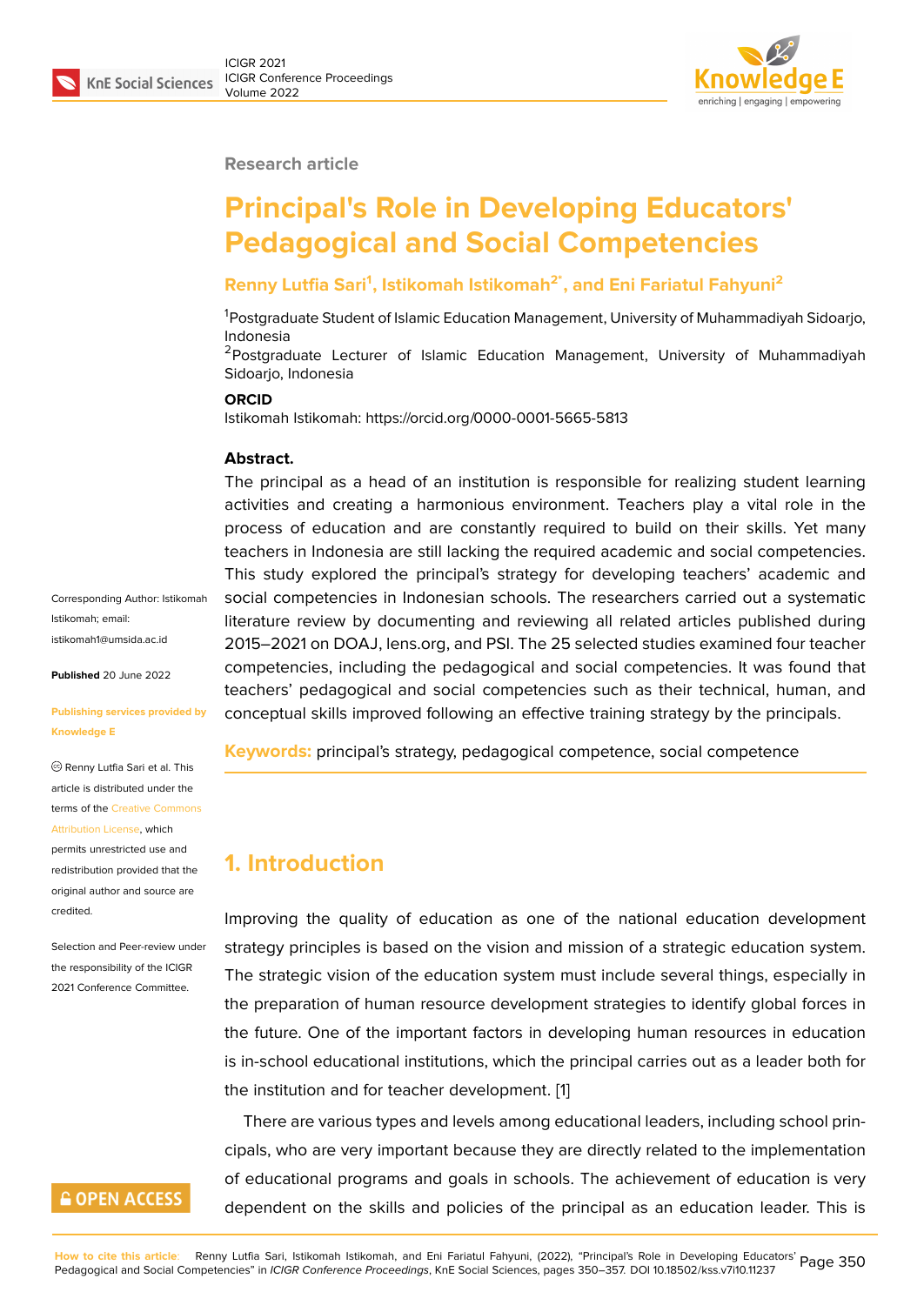Research article

# Principal's Role in Developing Educators' Pedagogical and Social Competencies

**Renny Lutfia Sari[1], Istikomah Istikomah[2*], and Eni Fariatul Fahyuni[2]**

[1]Postgraduate Student of Islamic Education Management, University of Muhammadiyah Sidoarjo, Indonesia

[2]Postgraduate Lecturer of Islamic Education Management, University of Muhammadiyah Sidoarjo, Indonesia

**ORCID**

Istikomah Istikomah: https://orcid.org/0000-0001-5665-5813

Corresponding Author: Istikomah Istikomah; email: istikomah1@umsida.ac.id

**Published** 20 June 2022

**Publishing services provided by Knowledge E**

© Renny Lutfia Sari et al. This article is distributed under the terms of the Creative Commons Attribution License, which permits unrestricted use and redistribution provided that the original author and source are credited.

Selection and Peer-review under the responsibility of the ICIGR 2021 Conference Committee.

**Abstract.**

The principal as a head of an institution is responsible for realizing student learning activities and creating a harmonious environment. Teachers play a vital role in the process of education and are constantly required to build on their skills. Yet many teachers in Indonesia are still lacking the required academic and social competencies. This study explored the principal's strategy for developing teachers' academic and social competencies in Indonesian schools. The researchers carried out a systematic literature review by documenting and reviewing all related articles published during 2015–2021 on DOAJ, lens.org, and PSI. The 25 selected studies examined four teacher competencies, including the pedagogical and social competencies. It was found that teachers' pedagogical and social competencies such as their technical, human, and conceptual skills improved following an effective training strategy by the principals.

**Keywords:** principal's strategy, pedagogical competence, social competence

## 1. Introduction

Improving the quality of education as one of the national education development strategy principles is based on the vision and mission of a strategic education system. The strategic vision of the education system must include several things, especially in the preparation of human resource development strategies to identify global forces in the future. One of the important factors in developing human resources in education is in-school educational institutions, which the principal carries out as a leader both for the institution and for teacher development. [1]

There are various types and levels among educational leaders, including school principals, who are very important because they are directly related to the implementation of educational programs and goals in schools. The achievement of education is very dependent on the skills and policies of the principal as an education leader. This is

**How to cite this article**: Renny Lutfia Sari, Istikomah Istikomah, and Eni Fariatul Fahyuni, (2022), "Principal's Role in Developing Educators' Pedagogical and Social Competencies" in *ICIGR Conference Proceedings*, KnE Social Sciences, pages 350–357. DOI 10.18502/kss.v7i10.11237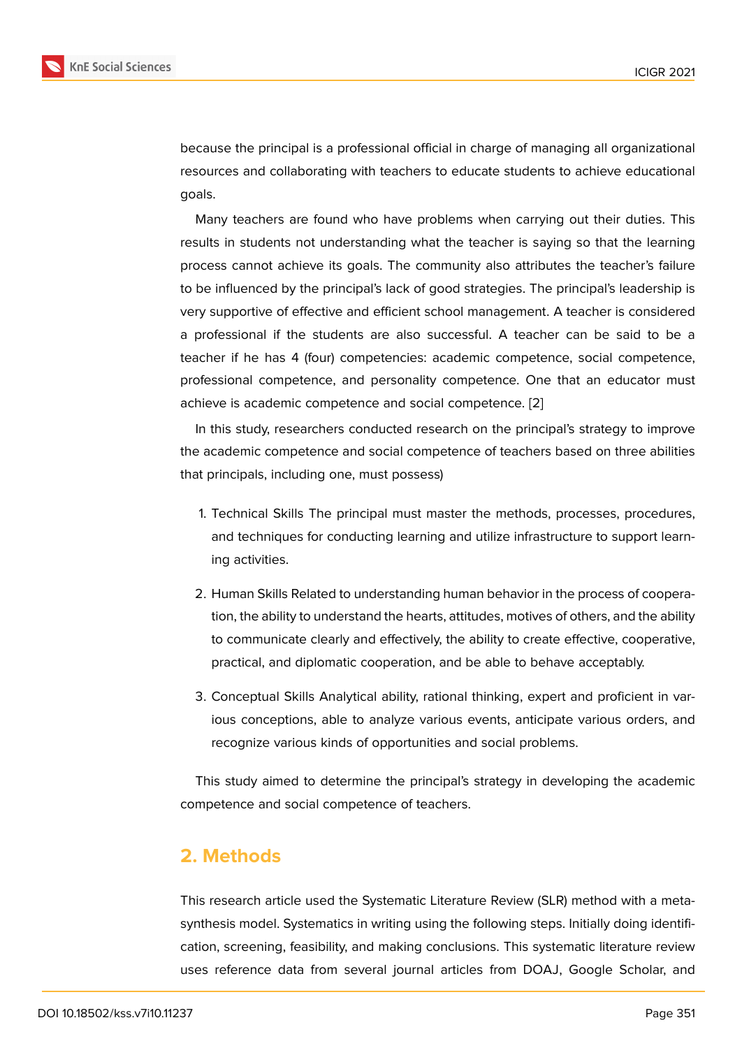because the principal is a professional official in charge of managing all organizational resources and collaborating with teachers to educate students to achieve educational goals.

Many teachers are found who have problems when carrying out their duties. This results in students not understanding what the teacher is saying so that the learning process cannot achieve its goals. The community also attributes the teacher's failure to be influenced by the principal's lack of good strategies. The principal's leadership is very supportive of effective and efficient school management. A teacher is considered a professional if the students are also successful. A teacher can be said to be a teacher if he has 4 (four) competencies: academic competence, social competence, professional competence, and personality competence. One that an educator must achieve is academic competence and social competence. [2]

In this study, researchers conducted research on the principal's strategy to improve the academic competence and social competence of teachers based on three abilities that principals, including one, must possess)

1. Technical Skills The principal must master the methods, processes, procedures, and techniques for conducting learning and utilize infrastructure to support learning activities.

2. Human Skills Related to understanding human behavior in the process of cooperation, the ability to understand the hearts, attitudes, motives of others, and the ability to communicate clearly and effectively, the ability to create effective, cooperative, practical, and diplomatic cooperation, and be able to behave acceptably.

3. Conceptual Skills Analytical ability, rational thinking, expert and proficient in various conceptions, able to analyze various events, anticipate various orders, and recognize various kinds of opportunities and social problems.

This study aimed to determine the principal's strategy in developing the academic competence and social competence of teachers.

## 2. Methods

This research article used the Systematic Literature Review (SLR) method with a meta-synthesis model. Systematics in writing using the following steps. Initially doing identification, screening, feasibility, and making conclusions. This systematic literature review uses reference data from several journal articles from DOAJ, Google Scholar, and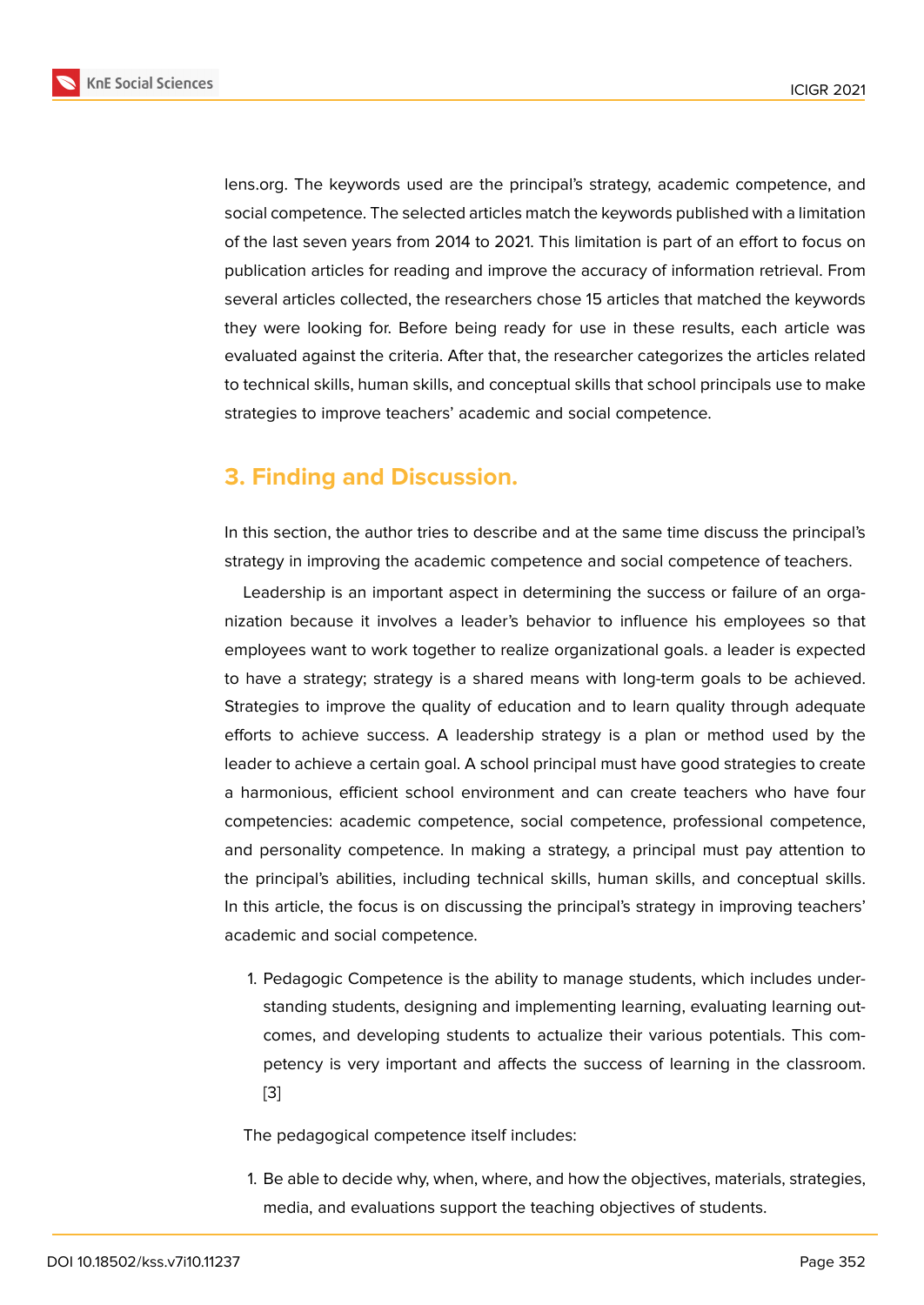lens.org. The keywords used are the principal's strategy, academic competence, and social competence. The selected articles match the keywords published with a limitation of the last seven years from 2014 to 2021. This limitation is part of an effort to focus on publication articles for reading and improve the accuracy of information retrieval. From several articles collected, the researchers chose 15 articles that matched the keywords they were looking for. Before being ready for use in these results, each article was evaluated against the criteria. After that, the researcher categorizes the articles related to technical skills, human skills, and conceptual skills that school principals use to make strategies to improve teachers' academic and social competence.

## 3. Finding and Discussion.

In this section, the author tries to describe and at the same time discuss the principal's strategy in improving the academic competence and social competence of teachers.

Leadership is an important aspect in determining the success or failure of an organization because it involves a leader's behavior to influence his employees so that employees want to work together to realize organizational goals. a leader is expected to have a strategy; strategy is a shared means with long-term goals to be achieved. Strategies to improve the quality of education and to learn quality through adequate efforts to achieve success. A leadership strategy is a plan or method used by the leader to achieve a certain goal. A school principal must have good strategies to create a harmonious, efficient school environment and can create teachers who have four competencies: academic competence, social competence, professional competence, and personality competence. In making a strategy, a principal must pay attention to the principal's abilities, including technical skills, human skills, and conceptual skills. In this article, the focus is on discussing the principal's strategy in improving teachers' academic and social competence.

1. Pedagogic Competence is the ability to manage students, which includes understanding students, designing and implementing learning, evaluating learning outcomes, and developing students to actualize their various potentials. This competency is very important and affects the success of learning in the classroom. [3]

The pedagogical competence itself includes:

1. Be able to decide why, when, where, and how the objectives, materials, strategies, media, and evaluations support the teaching objectives of students.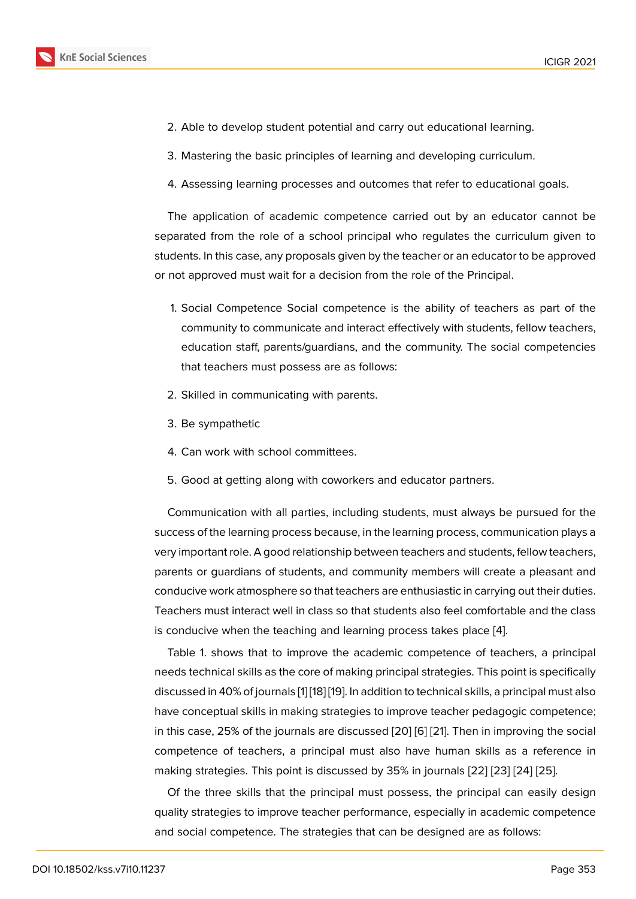2. Able to develop student potential and carry out educational learning.

3. Mastering the basic principles of learning and developing curriculum.

4. Assessing learning processes and outcomes that refer to educational goals.

The application of academic competence carried out by an educator cannot be separated from the role of a school principal who regulates the curriculum given to students. In this case, any proposals given by the teacher or an educator to be approved or not approved must wait for a decision from the role of the Principal.

1. Social Competence Social competence is the ability of teachers as part of the community to communicate and interact effectively with students, fellow teachers, education staff, parents/guardians, and the community. The social competencies that teachers must possess are as follows:

2. Skilled in communicating with parents.

3. Be sympathetic

4. Can work with school committees.

5. Good at getting along with coworkers and educator partners.

Communication with all parties, including students, must always be pursued for the success of the learning process because, in the learning process, communication plays a very important role. A good relationship between teachers and students, fellow teachers, parents or guardians of students, and community members will create a pleasant and conducive work atmosphere so that teachers are enthusiastic in carrying out their duties. Teachers must interact well in class so that students also feel comfortable and the class is conducive when the teaching and learning process takes place [4].

Table 1. shows that to improve the academic competence of teachers, a principal needs technical skills as the core of making principal strategies. This point is specifically discussed in 40% of journals [1] [18] [19]. In addition to technical skills, a principal must also have conceptual skills in making strategies to improve teacher pedagogic competence; in this case, 25% of the journals are discussed [20] [6] [21]. Then in improving the social competence of teachers, a principal must also have human skills as a reference in making strategies. This point is discussed by 35% in journals [22] [23] [24] [25].

Of the three skills that the principal must possess, the principal can easily design quality strategies to improve teacher performance, especially in academic competence and social competence. The strategies that can be designed are as follows: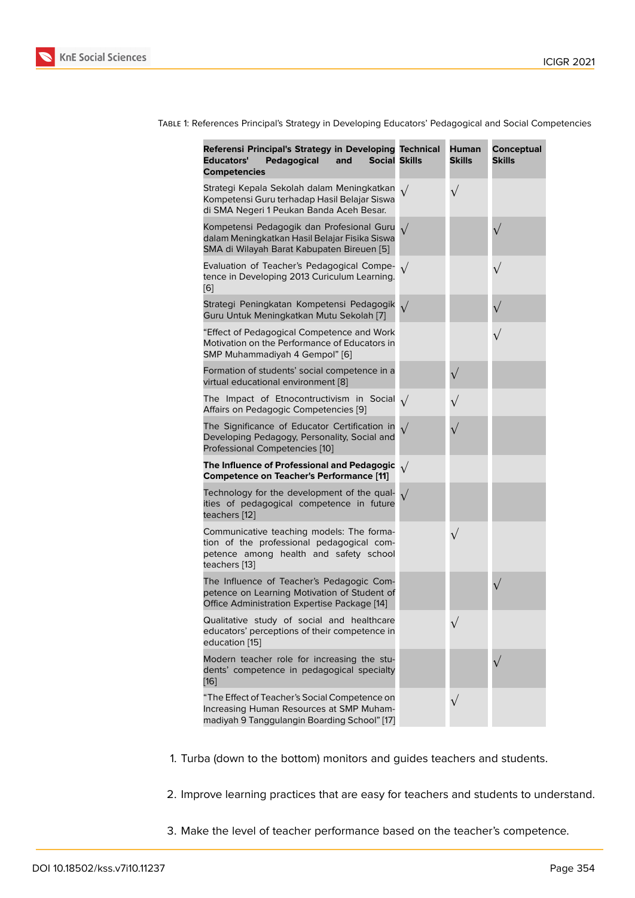Table 1: References Principal's Strategy in Developing Educators' Pedagogical and Social Competencies

| Referensi Principal's Strategy in Developing Educators' Pedagogical and Social Competencies | Technical Skills | Human Skills | Conceptual Skills |
|---|---|---|---|
| Strategi Kepala Sekolah dalam Meningkatkan Kompetensi Guru terhadap Hasil Belajar Siswa di SMA Negeri 1 Peukan Banda Aceh Besar. | √ | √ | |
| Kompetensi Pedagogik dan Profesional Guru dalam Meningkatkan Hasil Belajar Fisika Siswa SMA di Wilayah Barat Kabupaten Bireuen [5] | √ | | √ |
| Evaluation of Teacher's Pedagogical Competence in Developing 2013 Curiculum Learning. [6] | √ | | √ |
| Strategi Peningkatan Kompetensi Pedagogik Guru Untuk Meningkatkan Mutu Sekolah [7] | √ | | √ |
| "Effect of Pedagogical Competence and Work Motivation on the Performance of Educators in SMP Muhammadiyah 4 Gempol" [6] | | | √ |
| Formation of students' social competence in a virtual educational environment [8] | | √ | |
| The Impact of Etnocontructivism in Social Affairs on Pedagogic Competencies [9] | √ | √ | |
| The Significance of Educator Certification in Developing Pedagogy, Personality, Social and Professional Competencies [10] | √ | √ | |
| **The Influence of Professional and Pedagogic Competence on Teacher's Performance [11]** | √ | | |
| Technology for the development of the qualities of pedagogical competence in future teachers [12] | √ | | |
| Communicative teaching models: The formation of the professional pedagogical competence among health and safety school teachers [13] | | √ | |
| The Influence of Teacher's Pedagogic Competence on Learning Motivation of Student of Office Administration Expertise Package [14] | | | √ |
| Qualitative study of social and healthcare educators' perceptions of their competence in education [15] | | √ | |
| Modern teacher role for increasing the students' competence in pedagogical specialty [16] | | | √ |
| "The Effect of Teacher's Social Competence on Increasing Human Resources at SMP Muhammadiyah 9 Tanggulangin Boarding School" [17] | | √ | |

1. Turba (down to the bottom) monitors and guides teachers and students.
2. Improve learning practices that are easy for teachers and students to understand.
3. Make the level of teacher performance based on the teacher's competence.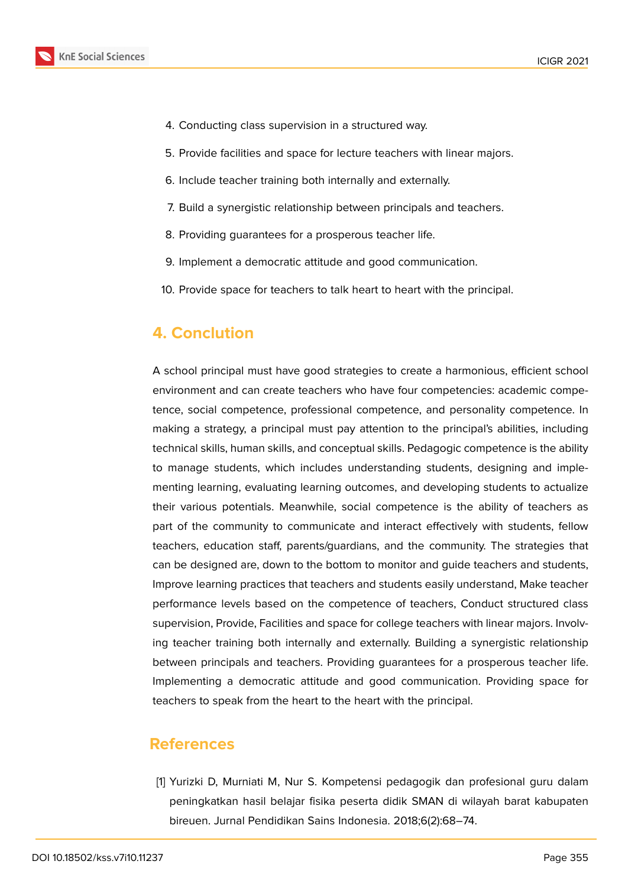4. Conducting class supervision in a structured way.
5. Provide facilities and space for lecture teachers with linear majors.
6. Include teacher training both internally and externally.
7. Build a synergistic relationship between principals and teachers.
8. Providing guarantees for a prosperous teacher life.
9. Implement a democratic attitude and good communication.
10. Provide space for teachers to talk heart to heart with the principal.

## 4. Conclution

A school principal must have good strategies to create a harmonious, efficient school environment and can create teachers who have four competencies: academic competence, social competence, professional competence, and personality competence. In making a strategy, a principal must pay attention to the principal's abilities, including technical skills, human skills, and conceptual skills. Pedagogic competence is the ability to manage students, which includes understanding students, designing and implementing learning, evaluating learning outcomes, and developing students to actualize their various potentials. Meanwhile, social competence is the ability of teachers as part of the community to communicate and interact effectively with students, fellow teachers, education staff, parents/guardians, and the community. The strategies that can be designed are, down to the bottom to monitor and guide teachers and students, Improve learning practices that teachers and students easily understand, Make teacher performance levels based on the competence of teachers, Conduct structured class supervision, Provide, Facilities and space for college teachers with linear majors. Involving teacher training both internally and externally. Building a synergistic relationship between principals and teachers. Providing guarantees for a prosperous teacher life. Implementing a democratic attitude and good communication. Providing space for teachers to speak from the heart to the heart with the principal.

## References

[1] Yurizki D, Murniati M, Nur S. Kompetensi pedagogik dan profesional guru dalam peningkatkan hasil belajar fisika peserta didik SMAN di wilayah barat kabupaten bireuen. Jurnal Pendidikan Sains Indonesia. 2018;6(2):68–74.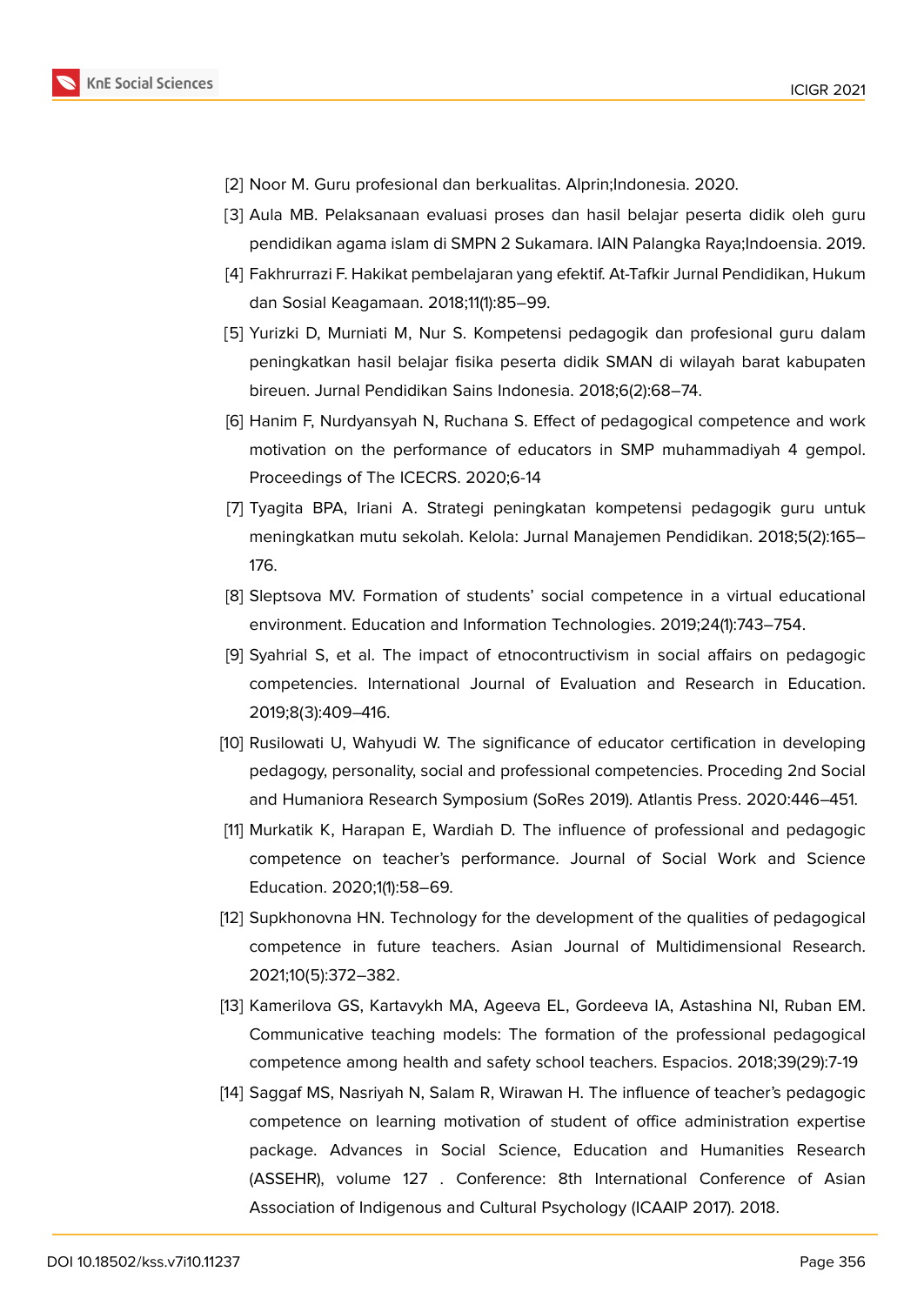[2] Noor M. Guru profesional dan berkualitas. Alprin;Indonesia. 2020.

[3] Aula MB. Pelaksanaan evaluasi proses dan hasil belajar peserta didik oleh guru pendidikan agama islam di SMPN 2 Sukamara. IAIN Palangka Raya;Indoensia. 2019.

[4] Fakhrurrazi F. Hakikat pembelajaran yang efektif. At-Tafkir Jurnal Pendidikan, Hukum dan Sosial Keagamaan. 2018;11(1):85–99.

[5] Yurizki D, Murniati M, Nur S. Kompetensi pedagogik dan profesional guru dalam peningkatkan hasil belajar fisika peserta didik SMAN di wilayah barat kabupaten bireuen. Jurnal Pendidikan Sains Indonesia. 2018;6(2):68–74.

[6] Hanim F, Nurdyansyah N, Ruchana S. Effect of pedagogical competence and work motivation on the performance of educators in SMP muhammadiyah 4 gempol. Proceedings of The ICECRS. 2020;6-14

[7] Tyagita BPA, Iriani A. Strategi peningkatan kompetensi pedagogik guru untuk meningkatkan mutu sekolah. Kelola: Jurnal Manajemen Pendidikan. 2018;5(2):165–176.

[8] Sleptsova MV. Formation of students' social competence in a virtual educational environment. Education and Information Technologies. 2019;24(1):743–754.

[9] Syahrial S, et al. The impact of etnocontructivism in social affairs on pedagogic competencies. International Journal of Evaluation and Research in Education. 2019;8(3):409–416.

[10] Rusilowati U, Wahyudi W. The significance of educator certification in developing pedagogy, personality, social and professional competencies. Proceding 2nd Social and Humaniora Research Symposium (SoRes 2019). Atlantis Press. 2020:446–451.

[11] Murkatik K, Harapan E, Wardiah D. The influence of professional and pedagogic competence on teacher's performance. Journal of Social Work and Science Education. 2020;1(1):58–69.

[12] Supkhonovna HN. Technology for the development of the qualities of pedagogical competence in future teachers. Asian Journal of Multidimensional Research. 2021;10(5):372–382.

[13] Kamerilova GS, Kartavykh MA, Ageeva EL, Gordeeva IA, Astashina NI, Ruban EM. Communicative teaching models: The formation of the professional pedagogical competence among health and safety school teachers. Espacios. 2018;39(29):7-19

[14] Saggaf MS, Nasriyah N, Salam R, Wirawan H. The influence of teacher's pedagogic competence on learning motivation of student of office administration expertise package. Advances in Social Science, Education and Humanities Research (ASSEHR), volume 127 . Conference: 8th International Conference of Asian Association of Indigenous and Cultural Psychology (ICAAIP 2017). 2018.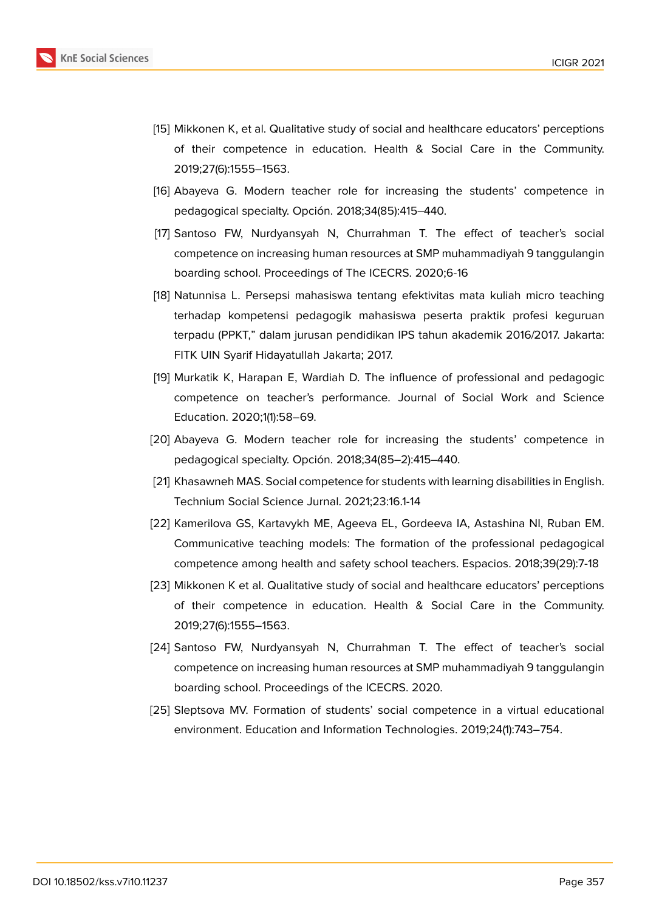[15] Mikkonen K, et al. Qualitative study of social and healthcare educators' perceptions of their competence in education. Health & Social Care in the Community. 2019;27(6):1555–1563.

[16] Abayeva G. Modern teacher role for increasing the students' competence in pedagogical specialty. Opción. 2018;34(85):415–440.

[17] Santoso FW, Nurdyansyah N, Churrahman T. The effect of teacher's social competence on increasing human resources at SMP muhammadiyah 9 tanggulangin boarding school. Proceedings of The ICECRS. 2020;6-16

[18] Natunnisa L. Persepsi mahasiswa tentang efektivitas mata kuliah micro teaching terhadap kompetensi pedagogik mahasiswa peserta praktik profesi keguruan terpadu (PPKT," dalam jurusan pendidikan IPS tahun akademik 2016/2017. Jakarta: FITK UIN Syarif Hidayatullah Jakarta; 2017.

[19] Murkatik K, Harapan E, Wardiah D. The influence of professional and pedagogic competence on teacher's performance. Journal of Social Work and Science Education. 2020;1(1):58–69.

[20] Abayeva G. Modern teacher role for increasing the students' competence in pedagogical specialty. Opción. 2018;34(85–2):415–440.

[21] Khasawneh MAS. Social competence for students with learning disabilities in English. Technium Social Science Jurnal. 2021;23:16.1-14

[22] Kamerilova GS, Kartavykh ME, Ageeva EL, Gordeeva IA, Astashina NI, Ruban EM. Communicative teaching models: The formation of the professional pedagogical competence among health and safety school teachers. Espacios. 2018;39(29):7-18

[23] Mikkonen K et al. Qualitative study of social and healthcare educators' perceptions of their competence in education. Health & Social Care in the Community. 2019;27(6):1555–1563.

[24] Santoso FW, Nurdyansyah N, Churrahman T. The effect of teacher's social competence on increasing human resources at SMP muhammadiyah 9 tanggulangin boarding school. Proceedings of the ICECRS. 2020.

[25] Sleptsova MV. Formation of students' social competence in a virtual educational environment. Education and Information Technologies. 2019;24(1):743–754.